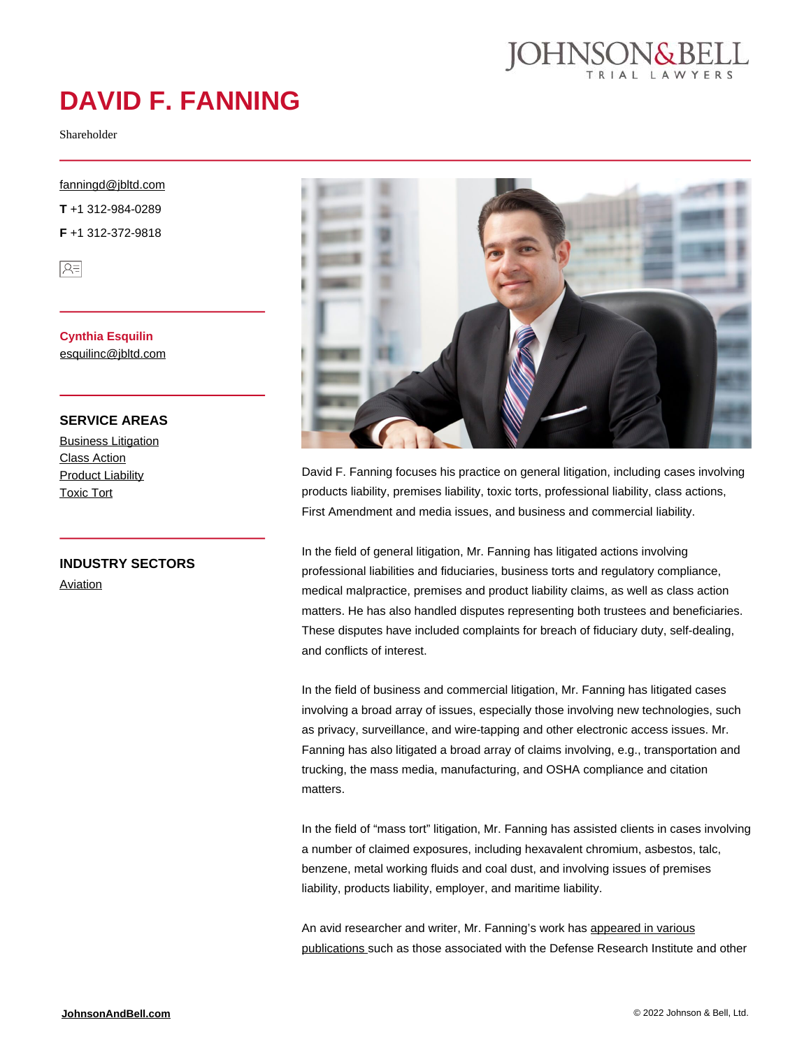# DAVID F. FANNING

Shareholder

fanningd@jbltd.com

**T** +1 312-984-0289

**F** +1 312-372-9818

**Cynthia Esquilin**
esquilinc@jbltd.com

## SERVICE AREAS

- Business Litigation
- Class Action
- Product Liability
- Toxic Tort

## INDUSTRY SECTORS

- Aviation

David F. Fanning focuses his practice on general litigation, including cases involving products liability, premises liability, toxic torts, professional liability, class actions, First Amendment and media issues, and business and commercial liability.

In the field of general litigation, Mr. Fanning has litigated actions involving professional liabilities and fiduciaries, business torts and regulatory compliance, medical malpractice, premises and product liability claims, as well as class action matters. He has also handled disputes representing both trustees and beneficiaries. These disputes have included complaints for breach of fiduciary duty, self-dealing, and conflicts of interest.

In the field of business and commercial litigation, Mr. Fanning has litigated cases involving a broad array of issues, especially those involving new technologies, such as privacy, surveillance, and wire-tapping and other electronic access issues. Mr. Fanning has also litigated a broad array of claims involving, e.g., transportation and trucking, the mass media, manufacturing, and OSHA compliance and citation matters.

In the field of "mass tort" litigation, Mr. Fanning has assisted clients in cases involving a number of claimed exposures, including hexavalent chromium, asbestos, talc, benzene, metal working fluids and coal dust, and involving issues of premises liability, products liability, employer, and maritime liability.

An avid researcher and writer, Mr. Fanning's work has appeared in various publications such as those associated with the Defense Research Institute and other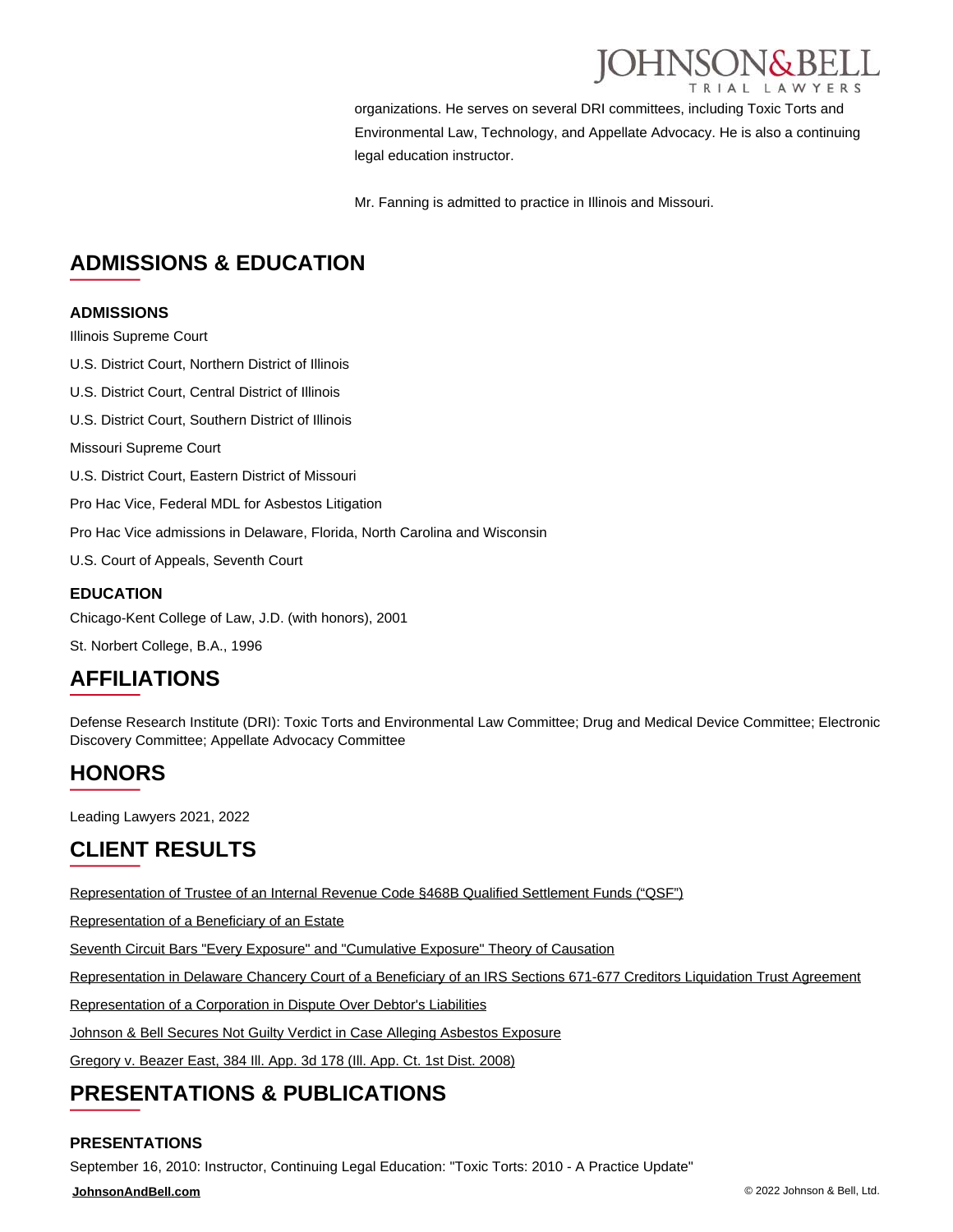organizations. He serves on several DRI committees, including Toxic Torts and Environmental Law, Technology, and Appellate Advocacy. He is also a continuing legal education instructor.

Mr. Fanning is admitted to practice in Illinois and Missouri.

## ADMISSIONS & EDUCATION

### ADMISSIONS

Illinois Supreme Court

U.S. District Court, Northern District of Illinois

U.S. District Court, Central District of Illinois

U.S. District Court, Southern District of Illinois

Missouri Supreme Court

U.S. District Court, Eastern District of Missouri

Pro Hac Vice, Federal MDL for Asbestos Litigation

Pro Hac Vice admissions in Delaware, Florida, North Carolina and Wisconsin

U.S. Court of Appeals, Seventh Court

### EDUCATION

Chicago-Kent College of Law, J.D. (with honors), 2001

St. Norbert College, B.A., 1996

## AFFILIATIONS

Defense Research Institute (DRI): Toxic Torts and Environmental Law Committee; Drug and Medical Device Committee; Electronic Discovery Committee; Appellate Advocacy Committee

## HONORS

Leading Lawyers 2021, 2022

## CLIENT RESULTS

Representation of Trustee of an Internal Revenue Code §468B Qualified Settlement Funds (“QSF”)

Representation of a Beneficiary of an Estate

Seventh Circuit Bars "Every Exposure" and "Cumulative Exposure" Theory of Causation

Representation in Delaware Chancery Court of a Beneficiary of an IRS Sections 671-677 Creditors Liquidation Trust Agreement

Representation of a Corporation in Dispute Over Debtor's Liabilities

Johnson & Bell Secures Not Guilty Verdict in Case Alleging Asbestos Exposure

Gregory v. Beazer East, 384 Ill. App. 3d 178 (Ill. App. Ct. 1st Dist. 2008)

## PRESENTATIONS & PUBLICATIONS

### PRESENTATIONS

September 16, 2010: Instructor, Continuing Legal Education: "Toxic Torts: 2010 - A Practice Update"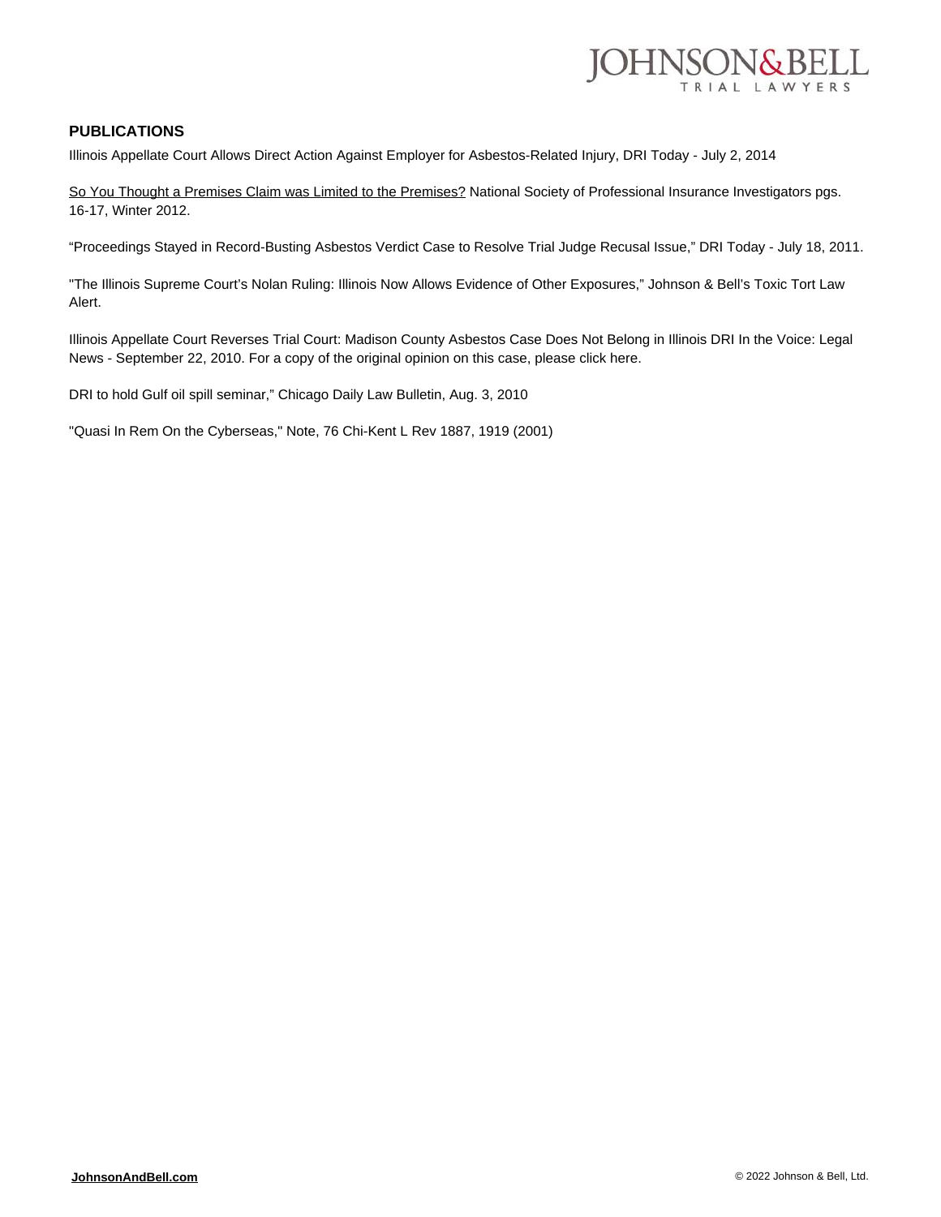## PUBLICATIONS

Illinois Appellate Court Allows Direct Action Against Employer for Asbestos-Related Injury, DRI Today - July 2, 2014

So You Thought a Premises Claim was Limited to the Premises? National Society of Professional Insurance Investigators pgs. 16-17, Winter 2012.

“Proceedings Stayed in Record-Busting Asbestos Verdict Case to Resolve Trial Judge Recusal Issue,” DRI Today - July 18, 2011.

"The Illinois Supreme Court’s Nolan Ruling: Illinois Now Allows Evidence of Other Exposures,” Johnson & Bell’s Toxic Tort Law Alert.

Illinois Appellate Court Reverses Trial Court: Madison County Asbestos Case Does Not Belong in Illinois DRI In the Voice: Legal News - September 22, 2010. For a copy of the original opinion on this case, please click here.

DRI to hold Gulf oil spill seminar,” Chicago Daily Law Bulletin, Aug. 3, 2010

"Quasi In Rem On the Cyberseas," Note, 76 Chi-Kent L Rev 1887, 1919 (2001)